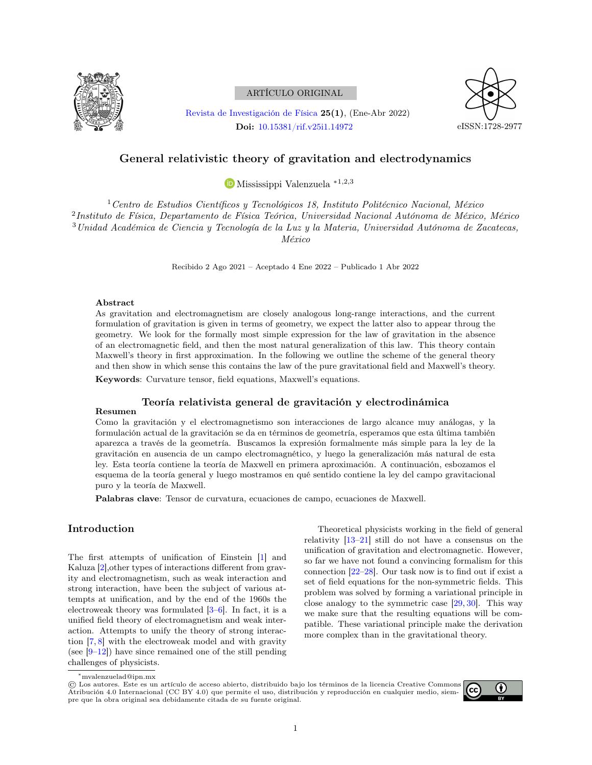ARTÍCULO ORIGINAL

Revista de Investigación de Física **25(1)**, (Ene-Abr 2022)
**Doi:** 10.15381/rif.v25i1.14972

eISSN:1728-2977

# General relativistic theory of gravitation and electrodynamics

Mississippi Valenzuela [*1,2,3]

[1] *Centro de Estudios Científicos y Tecnológicos 18, Instituto Politécnico Nacional, México*
[2] *Instituto de Física, Departamento de Física Teórica, Universidad Nacional Autónoma de México, México*
[3] *Unidad Académica de Ciencia y Tecnología de la Luz y la Materia, Universidad Autónoma de Zacatecas, México*

Recibido 2 Ago 2021 – Aceptado 4 Ene 2022 – Publicado 1 Abr 2022

### Abstract

As gravitation and electromagnetism are closely analogous long-range interactions, and the current formulation of gravitation is given in terms of geometry, we expect the latter also to appear throug the geometry. We look for the formally most simple expression for the law of gravitation in the absence of an electromagnetic field, and then the most natural generalization of this law. This theory contain Maxwell's theory in first approximation. In the following we outline the scheme of the general theory and then show in which sense this contains the law of the pure gravitational field and Maxwell's theory.

**Keywords**: Curvature tensor, field equations, Maxwell's equations.

## Teoría relativista general de gravitación y electrodinámica

### Resumen

Como la gravitación y el electromagnetismo son interacciones de largo alcance muy análogas, y la formulación actual de la gravitación se da en términos de geometría, esperamos que esta última también aparezca a través de la geometría. Buscamos la expresión formalmente más simple para la ley de la gravitación en ausencia de un campo electromagnético, y luego la generalización más natural de esta ley. Esta teoría contiene la teoría de Maxwell en primera aproximación. A continuación, esbozamos el esquema de la teoría general y luego mostramos en qué sentido contiene la ley del campo gravitacional puro y la teoría de Maxwell.

**Palabras clave**: Tensor de curvatura, ecuaciones de campo, ecuaciones de Maxwell.

## Introduction

The first attempts of unification of Einstein [1] and Kaluza [2],other types of interactions different from gravity and electromagnetism, such as weak interaction and strong interaction, have been the subject of various attempts at unification, and by the end of the 1960s the electroweak theory was formulated [3–6]. In fact, it is a unified field theory of electromagnetism and weak interaction. Attempts to unify the theory of strong interaction [7, 8] with the electroweak model and with gravity (see [9–12]) have since remained one of the still pending challenges of physicists.

Theoretical physicists working in the field of general relativity [13–21] still do not have a consensus on the unification of gravitation and electromagnetic. However, so far we have not found a convincing formalism for this connection [22–28]. Our task now is to find out if exist a set of field equations for the non-symmetric fields. This problem was solved by forming a variational principle in close analogy to the symmetric case [29, 30]. This way we make sure that the resulting equations will be compatible. These variational principle make the derivation more complex than in the gravitational theory.

[*] mvalenzuelad@ipn.mx

© Los autores. Este es un artículo de acceso abierto, distribuido bajo los términos de la licencia Creative Commons Atribución 4.0 Internacional (CC BY 4.0) que permite el uso, distribución y reproducción en cualquier medio, siempre que la obra original sea debidamente citada de su fuente original.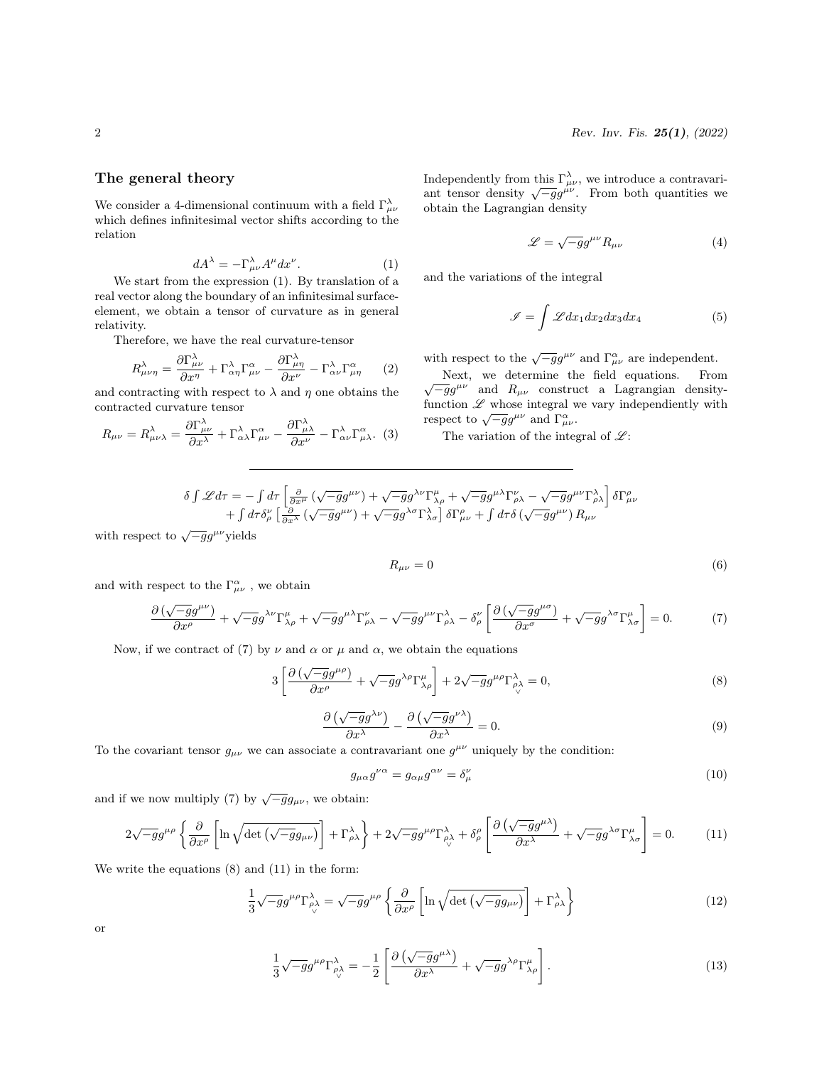## The general theory

We consider a 4-dimensional continuum with a field $\Gamma^{\lambda}_{\mu\nu}$ which defines infinitesimal vector shifts according to the relation

$$dA^{\lambda} = -\Gamma^{\lambda}_{\mu\nu} A^{\mu} dx^{\nu}. \tag{1}$$

We start from the expression (1). By translation of a real vector along the boundary of an infinitesimal surface-element, we obtain a tensor of curvature as in general relativity.

Therefore, we have the real curvature-tensor

$$R^{\lambda}_{\mu\nu\eta} = \frac{\partial \Gamma^{\lambda}_{\mu\nu}}{\partial x^{\eta}} + \Gamma^{\lambda}_{\alpha\eta}\Gamma^{\alpha}_{\mu\nu} - \frac{\partial \Gamma^{\lambda}_{\mu\eta}}{\partial x^{\nu}} - \Gamma^{\lambda}_{\alpha\nu}\Gamma^{\alpha}_{\mu\eta} \tag{2}$$

and contracting with respect to $\lambda$ and $\eta$ one obtains the contracted curvature tensor

$$R_{\mu\nu} = R^{\lambda}_{\mu\nu\lambda} = \frac{\partial \Gamma^{\lambda}_{\mu\nu}}{\partial x^{\lambda}} + \Gamma^{\lambda}_{\alpha\lambda}\Gamma^{\alpha}_{\mu\nu} - \frac{\partial \Gamma^{\lambda}_{\mu\lambda}}{\partial x^{\nu}} - \Gamma^{\lambda}_{\alpha\nu}\Gamma^{\alpha}_{\mu\lambda}. \tag{3}$$

Independently from this $\Gamma^{\lambda}_{\mu\nu}$, we introduce a contravariant tensor density $\sqrt{-g}g^{\mu\nu}$. From both quantities we obtain the Lagrangian density

$$\mathscr{L} = \sqrt{-g}g^{\mu\nu}R_{\mu\nu} \tag{4}$$

and the variations of the integral

$$\mathscr{I} = \int \mathscr{L} dx_1 dx_2 dx_3 dx_4 \tag{5}$$

with respect to the $\sqrt{-g}g^{\mu\nu}$ and $\Gamma^{\alpha}_{\mu\nu}$ are independent.

Next, we determine the field equations. From $\sqrt{-g}g^{\mu\nu}$ and $R_{\mu\nu}$ construct a Lagrangian density-function $\mathscr{L}$ whose integral we vary independiently with respect to $\sqrt{-g}g^{\mu\nu}$ and $\Gamma^{\alpha}_{\mu\nu}$.

The variation of the integral of $\mathscr{L}$:

$$\begin{aligned}\delta \int \mathscr{L} d\tau = &-\int d\tau \left[\tfrac{\partial}{\partial x^{\mu}}\left(\sqrt{-g}g^{\mu\nu}\right) + \sqrt{-g}g^{\lambda\nu}\Gamma^{\mu}_{\lambda\rho} + \sqrt{-g}g^{\mu\lambda}\Gamma^{\nu}_{\rho\lambda} - \sqrt{-g}g^{\mu\nu}\Gamma^{\lambda}_{\rho\lambda}\right]\delta\Gamma^{\rho}_{\mu\nu} \\ &+ \int d\tau \delta^{\nu}_{\rho}\left[\tfrac{\partial}{\partial x^{\lambda}}\left(\sqrt{-g}g^{\mu\nu}\right) + \sqrt{-g}g^{\lambda\sigma}\Gamma^{\lambda}_{\lambda\sigma}\right]\delta\Gamma^{\rho}_{\mu\nu} + \int d\tau \delta\left(\sqrt{-g}g^{\mu\nu}\right)R_{\mu\nu}\end{aligned}$$

with respect to $\sqrt{-g}g^{\mu\nu}$yields

$$R_{\mu\nu} = 0 \tag{6}$$

and with respect to the $\Gamma^{\alpha}_{\mu\nu}$ , we obtain

$$\frac{\partial\left(\sqrt{-g}g^{\mu\nu}\right)}{\partial x^{\rho}} + \sqrt{-g}g^{\lambda\nu}\Gamma^{\mu}_{\lambda\rho} + \sqrt{-g}g^{\mu\lambda}\Gamma^{\nu}_{\rho\lambda} - \sqrt{-g}g^{\mu\nu}\Gamma^{\lambda}_{\rho\lambda} - \delta^{\nu}_{\rho}\left[\frac{\partial\left(\sqrt{-g}g^{\mu\sigma}\right)}{\partial x^{\sigma}} + \sqrt{-g}g^{\lambda\sigma}\Gamma^{\mu}_{\lambda\sigma}\right] = 0. \tag{7}$$

Now, if we contract of (7) by $\nu$ and $\alpha$ or $\mu$ and $\alpha$, we obtain the equations

$$3\left[\frac{\partial\left(\sqrt{-g}g^{\mu\rho}\right)}{\partial x^{\rho}} + \sqrt{-g}g^{\lambda\rho}\Gamma^{\mu}_{\lambda\rho}\right] + 2\sqrt{-g}g^{\mu\rho}\Gamma^{\lambda}_{\underset{\vee}{\rho\lambda}} = 0, \tag{8}$$

$$\frac{\partial\left(\sqrt{-g}g^{\lambda\nu}\right)}{\partial x^{\lambda}} - \frac{\partial\left(\sqrt{-g}g^{\nu\lambda}\right)}{\partial x^{\lambda}} = 0. \tag{9}$$

To the covariant tensor $g_{\mu\nu}$ we can associate a contravariant one $g^{\mu\nu}$ uniquely by the condition:

$$g_{\mu\alpha}g^{\nu\alpha} = g_{\alpha\mu}g^{\alpha\nu} = \delta^{\nu}_{\mu} \tag{10}$$

and if we now multiply (7) by $\sqrt{-g}g_{\mu\nu}$, we obtain:

$$2\sqrt{-g}g^{\mu\rho}\left\{\frac{\partial}{\partial x^{\rho}}\left[\ln\sqrt{\det\left(\sqrt{-g}g_{\mu\nu}\right)}\right] + \Gamma^{\lambda}_{\rho\lambda}\right\} + 2\sqrt{-g}g^{\mu\rho}\Gamma^{\lambda}_{\underset{\vee}{\rho\lambda}} + \delta^{\rho}_{\rho}\left[\frac{\partial\left(\sqrt{-g}g^{\mu\lambda}\right)}{\partial x^{\lambda}} + \sqrt{-g}g^{\lambda\sigma}\Gamma^{\mu}_{\lambda\sigma}\right] = 0. \tag{11}$$

We write the equations (8) and (11) in the form:

$$\frac{1}{3}\sqrt{-g}g^{\mu\rho}\Gamma^{\lambda}_{\underset{\vee}{\rho\lambda}} = \sqrt{-g}g^{\mu\rho}\left\{\frac{\partial}{\partial x^{\rho}}\left[\ln\sqrt{\det\left(\sqrt{-g}g_{\mu\nu}\right)}\right] + \Gamma^{\lambda}_{\rho\lambda}\right\} \tag{12}$$

or

$$\frac{1}{3}\sqrt{-g}g^{\mu\rho}\Gamma^{\lambda}_{\underset{\vee}{\rho\lambda}} = -\frac{1}{2}\left[\frac{\partial\left(\sqrt{-g}g^{\mu\lambda}\right)}{\partial x^{\lambda}} + \sqrt{-g}g^{\lambda\rho}\Gamma^{\mu}_{\lambda\rho}\right]. \tag{13}$$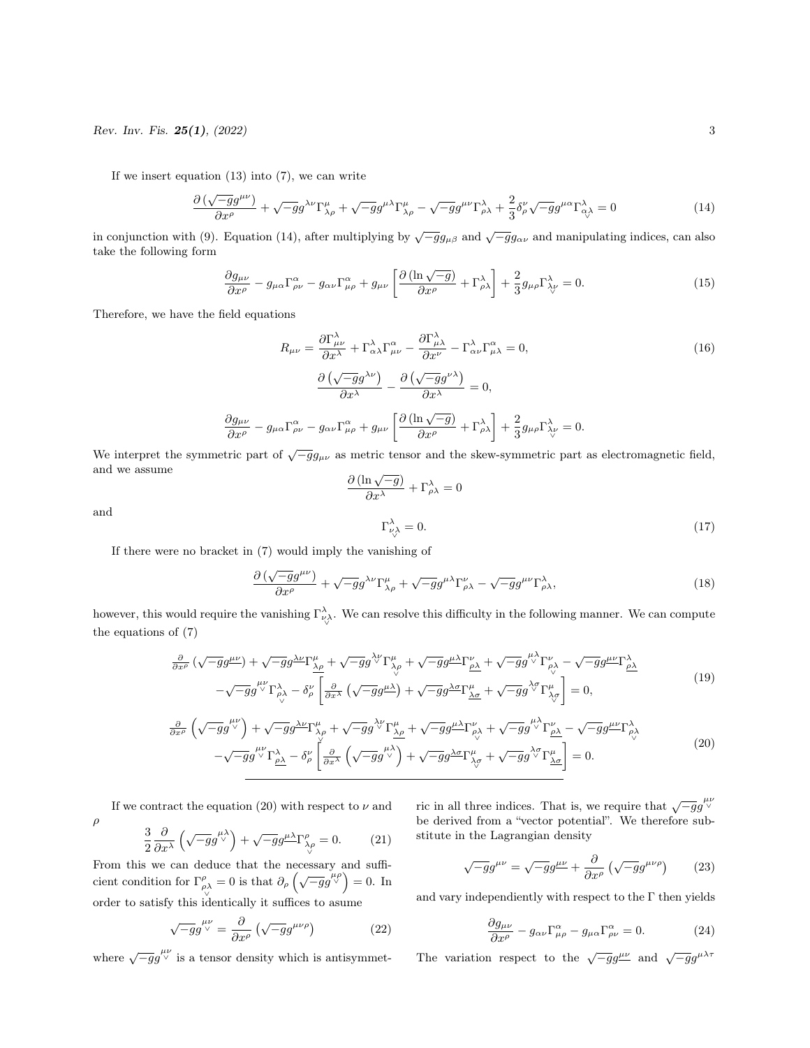If we insert equation (13) into (7), we can write

$$\frac{\partial\left(\sqrt{-g}g^{\mu\nu}\right)}{\partial x^{\rho}}+\sqrt{-g}g^{\lambda\nu}\Gamma^{\mu}_{\lambda\rho}+\sqrt{-g}g^{\mu\lambda}\Gamma^{\mu}_{\lambda\rho}-\sqrt{-g}g^{\mu\nu}\Gamma^{\lambda}_{\rho\lambda}+\frac{2}{3}\delta^{\nu}_{\rho}\sqrt{-g}g^{\mu\alpha}\Gamma^{\lambda}_{\underset{\vee}{\alpha\lambda}}=0 \tag{14}$$

in conjunction with (9). Equation (14), after multiplying by $\sqrt{-g}g_{\mu\beta}$ and $\sqrt{-g}g_{\alpha\nu}$ and manipulating indices, can also take the following form

$$\frac{\partial g_{\mu\nu}}{\partial x^{\rho}}-g_{\mu\alpha}\Gamma^{\alpha}_{\rho\nu}-g_{\alpha\nu}\Gamma^{\alpha}_{\mu\rho}+g_{\mu\nu}\left[\frac{\partial\left(\ln\sqrt{-g}\right)}{\partial x^{\rho}}+\Gamma^{\lambda}_{\rho\lambda}\right]+\frac{2}{3}g_{\mu\rho}\Gamma^{\lambda}_{\underset{\vee}{\lambda\nu}}=0. \tag{15}$$

Therefore, we have the field equations

$$R_{\mu\nu}=\frac{\partial\Gamma^{\lambda}_{\mu\nu}}{\partial x^{\lambda}}+\Gamma^{\lambda}_{\alpha\lambda}\Gamma^{\alpha}_{\mu\nu}-\frac{\partial\Gamma^{\lambda}_{\mu\lambda}}{\partial x^{\nu}}-\Gamma^{\lambda}_{\alpha\nu}\Gamma^{\alpha}_{\mu\lambda}=0, \tag{16}$$

$$\frac{\partial\left(\sqrt{-g}g^{\lambda\nu}\right)}{\partial x^{\lambda}}-\frac{\partial\left(\sqrt{-g}g^{\nu\lambda}\right)}{\partial x^{\lambda}}=0,$$

$$\frac{\partial g_{\mu\nu}}{\partial x^{\rho}}-g_{\mu\alpha}\Gamma^{\alpha}_{\rho\nu}-g_{\alpha\nu}\Gamma^{\alpha}_{\mu\rho}+g_{\mu\nu}\left[\frac{\partial\left(\ln\sqrt{-g}\right)}{\partial x^{\rho}}+\Gamma^{\lambda}_{\rho\lambda}\right]+\frac{2}{3}g_{\mu\rho}\Gamma^{\lambda}_{\underset{\vee}{\lambda\nu}}=0.$$

We interpret the symmetric part of $\sqrt{-g}g_{\mu\nu}$ as metric tensor and the skew-symmetric part as electromagnetic field, and we assume

$$\frac{\partial\left(\ln\sqrt{-g}\right)}{\partial x^{\lambda}}+\Gamma^{\lambda}_{\rho\lambda}=0$$

and

$$\Gamma^{\lambda}_{\underset{\vee}{\nu\lambda}}=0. \tag{17}$$

If there were no bracket in (7) would imply the vanishing of

$$\frac{\partial\left(\sqrt{-g}g^{\mu\nu}\right)}{\partial x^{\rho}}+\sqrt{-g}g^{\lambda\nu}\Gamma^{\mu}_{\lambda\rho}+\sqrt{-g}g^{\mu\lambda}\Gamma^{\nu}_{\rho\lambda}-\sqrt{-g}g^{\mu\nu}\Gamma^{\lambda}_{\rho\lambda}, \tag{18}$$

however, this would require the vanishing $\Gamma^{\lambda}_{\underset{\vee}{\nu\lambda}}$. We can resolve this difficulty in the following manner. We can compute the equations of (7)

$$\begin{aligned}&\frac{\partial}{\partial x^{\rho}}\left(\sqrt{-g}g^{\underline{\mu\nu}}\right)+\sqrt{-g}g^{\underline{\lambda\nu}}\Gamma^{\mu}_{\underline{\lambda\rho}}+\sqrt{-g}g^{\overset{\lambda\nu}{\vee}}\Gamma^{\mu}_{\underset{\vee}{\lambda\rho}}+\sqrt{-g}g^{\underline{\mu\lambda}}\Gamma^{\nu}_{\underline{\rho\lambda}}+\sqrt{-g}g^{\overset{\mu\lambda}{\vee}}\Gamma^{\nu}_{\underset{\vee}{\rho\lambda}}-\sqrt{-g}g^{\underline{\mu\nu}}\Gamma^{\lambda}_{\underline{\rho\lambda}}\\&-\sqrt{-g}g^{\overset{\mu\nu}{\vee}}\Gamma^{\lambda}_{\underset{\vee}{\rho\lambda}}-\delta^{\nu}_{\rho}\left[\frac{\partial}{\partial x^{\lambda}}\left(\sqrt{-g}g^{\underline{\mu\lambda}}\right)+\sqrt{-g}g^{\underline{\lambda\sigma}}\Gamma^{\mu}_{\underline{\lambda\sigma}}+\sqrt{-g}g^{\overset{\lambda\sigma}{\vee}}\Gamma^{\mu}_{\underset{\vee}{\lambda\sigma}}\right]=0,\end{aligned} \tag{19}$$

$$\begin{aligned}&\frac{\partial}{\partial x^{\rho}}\left(\sqrt{-g}g^{\overset{\mu\nu}{\vee}}\right)+\sqrt{-g}g^{\underline{\lambda\nu}}\Gamma^{\mu}_{\underset{\vee}{\lambda\rho}}+\sqrt{-g}g^{\overset{\lambda\nu}{\vee}}\Gamma^{\mu}_{\underline{\lambda\rho}}+\sqrt{-g}g^{\underline{\mu\lambda}}\Gamma^{\nu}_{\underset{\vee}{\rho\lambda}}+\sqrt{-g}g^{\overset{\mu\lambda}{\vee}}\Gamma^{\nu}_{\underline{\rho\lambda}}-\sqrt{-g}g^{\underline{\mu\nu}}\Gamma^{\lambda}_{\underset{\vee}{\rho\lambda}}\\&-\sqrt{-g}g^{\overset{\mu\nu}{\vee}}\Gamma^{\lambda}_{\underline{\rho\lambda}}-\delta^{\nu}_{\rho}\left[\frac{\partial}{\partial x^{\lambda}}\left(\sqrt{-g}g^{\overset{\mu\lambda}{\vee}}\right)+\sqrt{-g}g^{\underline{\lambda\sigma}}\Gamma^{\mu}_{\underset{\vee}{\lambda\sigma}}+\sqrt{-g}g^{\overset{\lambda\sigma}{\vee}}\Gamma^{\mu}_{\underline{\lambda\sigma}}\right]=0.\end{aligned} \tag{20}$$

If we contract the equation (20) with respect to $\nu$ and $\rho$

$$\frac{3}{2}\frac{\partial}{\partial x^{\lambda}}\left(\sqrt{-g}g^{\overset{\mu\lambda}{\vee}}\right)+\sqrt{-g}g^{\underline{\mu\lambda}}\Gamma^{\rho}_{\underset{\vee}{\lambda\rho}}=0. \tag{21}$$

From this we can deduce that the necessary and sufficient condition for $\Gamma^{\rho}_{\underset{\vee}{\rho\lambda}}=0$ is that $\partial_{\rho}\left(\sqrt{-g}g^{\overset{\mu\rho}{\vee}}\right)=0$. In order to satisfy this identically it suffices to asume

$$\sqrt{-g}g^{\overset{\mu\nu}{\vee}}=\frac{\partial}{\partial x^{\rho}}\left(\sqrt{-g}g^{\mu\nu\rho}\right) \tag{22}$$

where $\sqrt{-g}g^{\overset{\mu\nu}{\vee}}$ is a tensor density which is antisymmetric in all three indices. That is, we require that $\sqrt{-g}g^{\overset{\mu\nu}{\vee}}$ be derived from a "vector potential". We therefore substitute in the Lagrangian density

$$\sqrt{-g}g^{\mu\nu}=\sqrt{-g}g^{\underline{\mu\nu}}+\frac{\partial}{\partial x^{\rho}}\left(\sqrt{-g}g^{\mu\nu\rho}\right) \tag{23}$$

and vary independiently with respect to the $\Gamma$ then yields

$$\frac{\partial g_{\mu\nu}}{\partial x^{\rho}}-g_{\alpha\nu}\Gamma^{\alpha}_{\mu\rho}-g_{\mu\alpha}\Gamma^{\alpha}_{\rho\nu}=0. \tag{24}$$

The variation respect to the $\sqrt{-g}g^{\underline{\mu\nu}}$ and $\sqrt{-g}g^{\mu\lambda\tau}$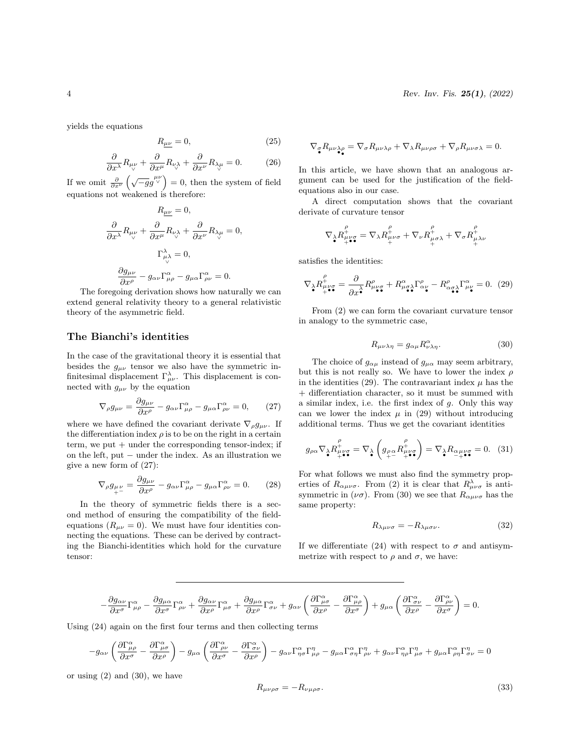yields the equations

$$R_{\underline{\mu\nu}} = 0, \tag{25}$$

$$\frac{\partial}{\partial x^{\lambda}} R_{\underset{\vee}{\mu\nu}} + \frac{\partial}{\partial x^{\mu}} R_{\underset{\vee}{\nu\lambda}} + \frac{\partial}{\partial x^{\nu}} R_{\underset{\vee}{\lambda\mu}} = 0. \tag{26}$$

If we omit $\frac{\partial}{\partial x^{\nu}}\left(\sqrt{-g} g^{\underset{\vee}{\mu\nu}}\right) = 0$, then the system of field equations not weakened is therefore:

$$R_{\underline{\mu\nu}} = 0,$$

$$\frac{\partial}{\partial x^{\lambda}} R_{\underset{\vee}{\mu\nu}} + \frac{\partial}{\partial x^{\mu}} R_{\underset{\vee}{\nu\lambda}} + \frac{\partial}{\partial x^{\nu}} R_{\underset{\vee}{\lambda\mu}} = 0,$$

$$\Gamma^{\lambda}_{\underset{\vee}{\mu\lambda}} = 0,$$

$$\frac{\partial g_{\mu\nu}}{\partial x^{\rho}} - g_{\alpha\nu}\Gamma^{\alpha}_{\mu\rho} - g_{\mu\alpha}\Gamma^{\alpha}_{\rho\nu} = 0.$$

The foregoing derivation shows how naturally we can extend general relativity theory to a general relativistic theory of the asymmetric field.

## The Bianchi's identities

In the case of the gravitational theory it is essential that besides the $g_{\mu\nu}$ tensor we also have the symmetric infinitesimal displacement $\Gamma^{\lambda}_{\mu\nu}$. This displacement is connected with $g_{\mu\nu}$ by the equation

$$\nabla_{\rho} g_{\mu\nu} = \frac{\partial g_{\mu\nu}}{\partial x^{\rho}} - g_{\alpha\nu}\Gamma^{\alpha}_{\mu\rho} - g_{\mu\alpha}\Gamma^{\alpha}_{\rho\nu} = 0, \tag{27}$$

where we have defined the covariant derivate $\nabla_{\rho} g_{\mu\nu}$. If the differentiation index $\rho$ is to be on the right in a certain term, we put $+$ under the corresponding tensor-index; if on the left, put $-$ under the index. As an illustration we give a new form of (27):

$$\nabla_{\rho} g_{\underset{+-}{\mu\nu}} = \frac{\partial g_{\mu\nu}}{\partial x^{\rho}} - g_{\alpha\nu}\Gamma^{\alpha}_{\mu\rho} - g_{\mu\alpha}\Gamma^{\alpha}_{\rho\nu} = 0. \tag{28}$$

In the theory of symmetric fields there is a second method of ensuring the compatibility of the field-equations ($R_{\mu\nu} = 0$). We must have four identities connecting the equations. These can be derived by contracting the Bianchi-identities which hold for the curvature tensor:

$$\nabla_{\underset{\bullet}{\sigma}} R_{\mu\nu\underset{\bullet\bullet}{\lambda\rho}} = \nabla_{\sigma} R_{\mu\nu\lambda\rho} + \nabla_{\lambda} R_{\mu\nu\rho\sigma} + \nabla_{\rho} R_{\mu\nu\sigma\lambda} = 0.$$

In this article, we have shown that an analogous argument can be used for the justification of the field-equations also in our case.

A direct computation shows that the covariant derivate of curvature tensor

$$\nabla_{\underset{\bullet}{\lambda}} R^{\overset{\rho}{+}}_{\underset{+\bullet\bullet}{\mu\nu\sigma}} = \nabla_{\lambda} R^{\overset{\rho}{+}}_{\underset{+}{\mu\nu\sigma}} + \nabla_{\nu} R^{\overset{\rho}{+}}_{\underset{+}{\mu\sigma\lambda}} + \nabla_{\sigma} R^{\overset{\rho}{+}}_{\underset{+}{\mu\lambda\nu}}$$

satisfies the identities:

$$\nabla_{\underset{\bullet}{\lambda}} R^{\overset{\rho}{+}}_{\underset{+\bullet\bullet}{\mu\nu\sigma}} = \frac{\partial}{\partial x^{\underset{\bullet}{\lambda}}} R^{\rho}_{\mu\underset{\bullet\bullet}{\nu\sigma}} + R^{\alpha}_{\mu\underset{\bullet\bullet}{\sigma\lambda}}\Gamma^{\rho}_{\alpha\underset{\bullet}{\nu}} - R^{\rho}_{\alpha\underset{\bullet\bullet}{\sigma\lambda}}\Gamma^{\alpha}_{\mu\underset{\bullet}{\nu}} = 0. \tag{29}$$

From (2) we can form the covariant curvature tensor in analogy to the symmetric case,

$$R_{\mu\nu\lambda\eta} = g_{\alpha\mu} R^{\alpha}_{\nu\lambda\eta}. \tag{30}$$

The choice of $g_{\alpha\mu}$ instead of $g_{\mu\alpha}$ may seem arbitrary, but this is not really so. We have to lower the index $\rho$ in the identities (29). The contravariant index $\mu$ has the $+$ differentiation character, so it must be summed with a similar index, i.e. the first index of $g$. Only this way can we lower the index $\mu$ in (29) without introducing additional terms. Thus we get the covariant identities

$$g_{\rho\alpha}\nabla_{\underset{\bullet}{\lambda}} R^{\overset{\rho}{+}}_{\underset{+\bullet\bullet}{\mu\nu\sigma}} = \nabla_{\underset{\bullet}{\lambda}}\left(g_{\underset{+-}{\rho\alpha}} R^{\overset{\rho}{+}}_{\underset{+\bullet\bullet}{\mu\nu\sigma}}\right) = \nabla_{\underset{\bullet}{\lambda}} R_{\underset{-+\bullet\bullet}{\alpha\mu\nu\sigma}} = 0. \tag{31}$$

For what follows we must also find the symmetry properties of $R_{\alpha\mu\nu\sigma}$. From (2) it is clear that $R^{\lambda}_{\mu\nu\sigma}$ is antisymmetric in $(\nu\sigma)$. From (30) we see that $R_{\alpha\mu\nu\sigma}$ has the same property:

$$R_{\lambda\mu\nu\sigma} = -R_{\lambda\mu\sigma\nu}. \tag{32}$$

If we differentiate (24) with respect to $\sigma$ and antisymmetrize with respect to $\rho$ and $\sigma$, we have:

$$-\frac{\partial g_{\alpha\nu}}{\partial x^{\sigma}}\Gamma^{\alpha}_{\mu\rho} - \frac{\partial g_{\mu\alpha}}{\partial x^{\sigma}}\Gamma^{\alpha}_{\rho\nu} + \frac{\partial g_{\alpha\nu}}{\partial x^{\rho}}\Gamma^{\alpha}_{\mu\sigma} + \frac{\partial g_{\mu\alpha}}{\partial x^{\rho}}\Gamma^{\alpha}_{\sigma\nu} + g_{\alpha\nu}\left(\frac{\partial \Gamma^{\alpha}_{\mu\sigma}}{\partial x^{\rho}} - \frac{\partial \Gamma^{\alpha}_{\mu\rho}}{\partial x^{\sigma}}\right) + g_{\mu\alpha}\left(\frac{\partial \Gamma^{\alpha}_{\sigma\nu}}{\partial x^{\rho}} - \frac{\partial \Gamma^{\alpha}_{\rho\nu}}{\partial x^{\sigma}}\right) = 0.$$

Using (24) again on the first four terms and then collecting terms

$$-g_{\alpha\nu}\left(\frac{\partial \Gamma^{\alpha}_{\mu\rho}}{\partial x^{\sigma}} - \frac{\partial \Gamma^{\alpha}_{\mu\sigma}}{\partial x^{\rho}}\right) - g_{\mu\alpha}\left(\frac{\partial \Gamma^{\alpha}_{\rho\nu}}{\partial x^{\sigma}} - \frac{\partial \Gamma^{\alpha}_{\sigma\nu}}{\partial x^{\rho}}\right) - g_{\alpha\nu}\Gamma^{\alpha}_{\eta\sigma}\Gamma^{\eta}_{\mu\rho} - g_{\mu\alpha}\Gamma^{\alpha}_{\sigma\eta}\Gamma^{\eta}_{\rho\nu} + g_{\alpha\nu}\Gamma^{\alpha}_{\eta\rho}\Gamma^{\eta}_{\mu\sigma} + g_{\mu\alpha}\Gamma^{\alpha}_{\rho\eta}\Gamma^{\eta}_{\sigma\nu} = 0$$

or using (2) and (30), we have

$$R_{\mu\nu\rho\sigma} = -R_{\nu\mu\rho\sigma}. \tag{33}$$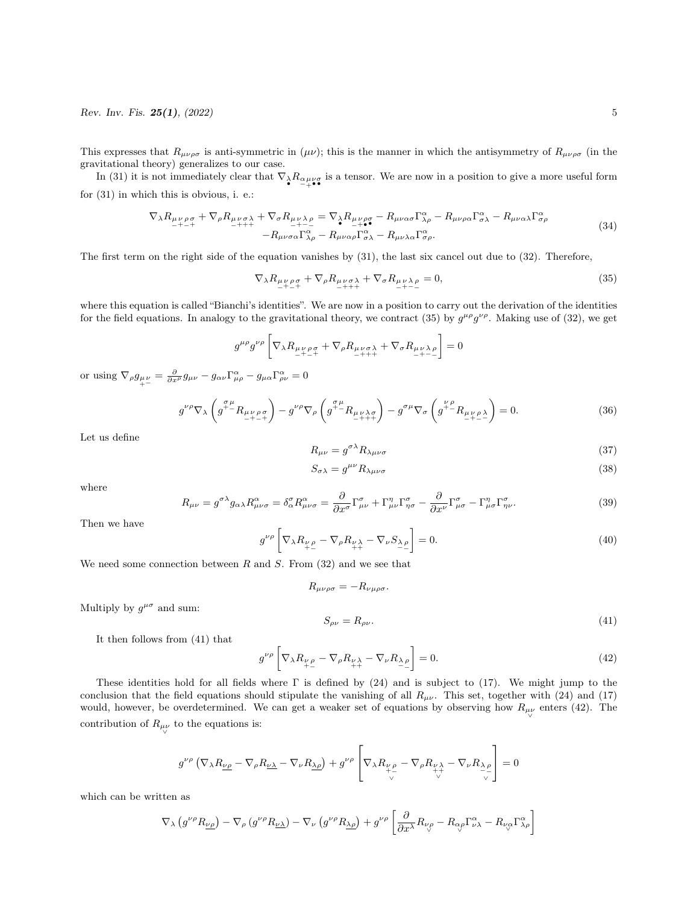This expresses that $R_{\mu\nu\rho\sigma}$ is anti-symmetric in $(\mu\nu)$; this is the manner in which the antisymmetry of $R_{\mu\nu\rho\sigma}$ (in the gravitational theory) generalizes to our case.

In (31) it is not immediately clear that $\nabla_{\underset{\bullet}{\lambda}} R_{\underset{-+\bullet\bullet}{\alpha\mu\nu\sigma}}$ is a tensor. We are now in a position to give a more useful form for (31) in which this is obvious, i. e.:

$$
\begin{aligned}
\nabla_\lambda R_{\underset{-+-+}{\mu\nu\rho\sigma}} + \nabla_\rho R_{\underset{-+++}{\mu\nu\sigma\lambda}} + \nabla_\sigma R_{\underset{-+--}{\mu\nu\lambda\rho}} = \nabla_{\underset{\bullet}{\lambda}} R_{\underset{-+\bullet\bullet}{\mu\nu\rho\sigma}} - R_{\mu\nu\alpha\sigma}\Gamma^\alpha_{\lambda\rho} - R_{\mu\nu\rho\alpha}\Gamma^\alpha_{\sigma\lambda} - R_{\mu\nu\alpha\lambda}\Gamma^\alpha_{\sigma\rho} \\
- R_{\mu\nu\sigma\alpha}\Gamma^\alpha_{\lambda\rho} - R_{\mu\nu\alpha\rho}\Gamma^\alpha_{\sigma\lambda} - R_{\mu\nu\lambda\alpha}\Gamma^\alpha_{\sigma\rho}.
\end{aligned}
\tag{34}
$$

The first term on the right side of the equation vanishes by (31), the last six cancel out due to (32). Therefore,

$$
\nabla_\lambda R_{\underset{-+-+}{\mu\nu\rho\sigma}} + \nabla_\rho R_{\underset{-+++}{\mu\nu\sigma\lambda}} + \nabla_\sigma R_{\underset{-+--}{\mu\nu\lambda\rho}} = 0,
\tag{35}
$$

where this equation is called "Bianchi's identities". We are now in a position to carry out the derivation of the identities for the field equations. In analogy to the gravitational theory, we contract (35) by $g^{\mu\rho}g^{\nu\rho}$. Making use of (32), we get

$$
g^{\mu\rho}g^{\nu\rho}\left[\nabla_\lambda R_{\underset{-+-+}{\mu\nu\rho\sigma}} + \nabla_\rho R_{\underset{-+++}{\mu\nu\sigma\lambda}} + \nabla_\sigma R_{\underset{-+--}{\mu\nu\lambda\rho}}\right] = 0
$$

or using $\nabla_\rho g_{\underset{+-}{\mu\nu}} = \frac{\partial}{\partial x^\rho} g_{\mu\nu} - g_{\alpha\nu}\Gamma^\alpha_{\mu\rho} - g_{\mu\alpha}\Gamma^\alpha_{\rho\nu} = 0$

$$
g^{\nu\rho}\nabla_\lambda\left(g^{\underset{+-}{\sigma\mu}} R_{\underset{-+-+}{\mu\nu\rho\sigma}}\right) - g^{\nu\rho}\nabla_\rho\left(g^{\underset{+-}{\sigma\mu}} R_{\underset{-+++}{\mu\nu\lambda\sigma}}\right) - g^{\sigma\mu}\nabla_\sigma\left(g^{\underset{+-}{\nu\rho}} R_{\underset{-+--}{\mu\nu\rho\lambda}}\right) = 0.
\tag{36}
$$

Let us define

$$
R_{\mu\nu} = g^{\sigma\lambda} R_{\lambda\mu\nu\sigma}
\tag{37}
$$

$$
S_{\sigma\lambda} = g^{\mu\nu} R_{\lambda\mu\nu\sigma}
\tag{38}
$$

where

$$
R_{\mu\nu} = g^{\sigma\lambda} g_{\alpha\lambda} R^\alpha_{\mu\nu\sigma} = \delta^\sigma_\alpha R^\alpha_{\mu\nu\sigma} = \frac{\partial}{\partial x^\sigma}\Gamma^\sigma_{\mu\nu} + \Gamma^\eta_{\mu\nu}\Gamma^\sigma_{\eta\sigma} - \frac{\partial}{\partial x^\nu}\Gamma^\sigma_{\mu\sigma} - \Gamma^\eta_{\mu\sigma}\Gamma^\sigma_{\eta\nu}.
\tag{39}
$$

Then we have

$$
g^{\nu\rho}\left[\nabla_\lambda R_{\underset{+-}{\nu\rho}} - \nabla_\rho R_{\underset{++}{\nu\lambda}} - \nabla_\nu S_{\underset{--}{\lambda\rho}}\right] = 0.
\tag{40}
$$

We need some connection between $R$ and $S$. From (32) and we see that

$$
R_{\mu\nu\rho\sigma} = -R_{\nu\mu\rho\sigma}.
$$

Multiply by $g^{\mu\sigma}$ and sum:

$$
S_{\rho\nu} = R_{\rho\nu}.
\tag{41}
$$

It then follows from (41) that

$$
g^{\nu\rho}\left[\nabla_\lambda R_{\underset{+-}{\nu\rho}} - \nabla_\rho R_{\underset{++}{\nu\lambda}} - \nabla_\nu R_{\underset{--}{\lambda\rho}}\right] = 0.
\tag{42}
$$

These identities hold for all fields where $\Gamma$ is defined by (24) and is subject to (17). We might jump to the conclusion that the field equations should stipulate the vanishing of all $R_{\mu\nu}$. This set, together with (24) and (17) would, however, be overdetermined. We can get a weaker set of equations by observing how $R_{\underset{\vee}{\mu\nu}}$ enters (42). The contribution of $R_{\underset{\vee}{\mu\nu}}$ to the equations is:

$$
g^{\nu\rho}\left(\nabla_\lambda R_{\underline{\nu\rho}} - \nabla_\rho R_{\underline{\nu\lambda}} - \nabla_\nu R_{\underline{\lambda\rho}}\right) + g^{\nu\rho}\left[\nabla_\lambda R_{\underset{\vee}{\underset{+-}{\nu\rho}}} - \nabla_\rho R_{\underset{\vee}{\underset{++}{\nu\lambda}}} - \nabla_\nu R_{\underset{\vee}{\underset{--}{\lambda\rho}}}\right] = 0
$$

which can be written as

$$
\nabla_\lambda\left(g^{\nu\rho}R_{\underline{\nu\rho}}\right) - \nabla_\rho\left(g^{\nu\rho}R_{\underline{\nu\lambda}}\right) - \nabla_\nu\left(g^{\nu\rho}R_{\underline{\lambda\rho}}\right) + g^{\nu\rho}\left[\frac{\partial}{\partial x^\lambda}R_{\underset{\vee}{\nu\rho}} - R_{\underset{\vee}{\alpha\rho}}\Gamma^\alpha_{\nu\lambda} - R_{\underset{\vee}{\nu\alpha}}\Gamma^\alpha_{\lambda\rho}\right]
$$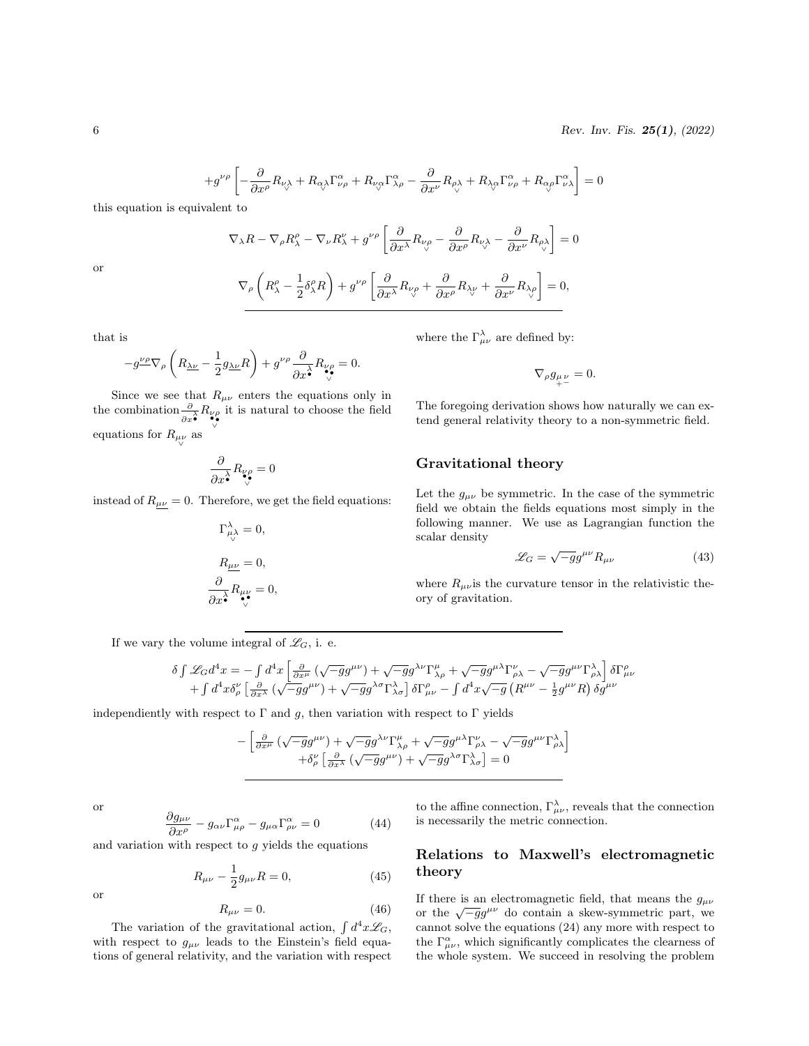$$+g^{\nu\rho}\left[-\frac{\partial}{\partial x^{\rho}}R_{\nu\underset{\vee}{\lambda}}+R_{\alpha\underset{\vee}{\lambda}}\Gamma^{\alpha}_{\nu\rho}+R_{\nu\underset{\vee}{\alpha}}\Gamma^{\alpha}_{\lambda\rho}-\frac{\partial}{\partial x^{\nu}}R_{\rho\underset{\vee}{\lambda}}+R_{\lambda\underset{\vee}{\alpha}}\Gamma^{\alpha}_{\nu\rho}+R_{\alpha\underset{\vee}{\rho}}\Gamma^{\alpha}_{\nu\lambda}\right]=0$$

this equation is equivalent to

$$\nabla_{\lambda}R-\nabla_{\rho}R^{\rho}_{\lambda}-\nabla_{\nu}R^{\nu}_{\lambda}+g^{\nu\rho}\left[\frac{\partial}{\partial x^{\lambda}}R_{\nu\underset{\vee}{\rho}}-\frac{\partial}{\partial x^{\rho}}R_{\nu\underset{\vee}{\lambda}}-\frac{\partial}{\partial x^{\nu}}R_{\rho\underset{\vee}{\lambda}}\right]=0$$

or

$$\nabla_{\rho}\left(R^{\rho}_{\lambda}-\frac{1}{2}\delta^{\rho}_{\lambda}R\right)+g^{\nu\rho}\left[\frac{\partial}{\partial x^{\lambda}}R_{\nu\underset{\vee}{\rho}}+\frac{\partial}{\partial x^{\rho}}R_{\lambda\underset{\vee}{\nu}}+\frac{\partial}{\partial x^{\nu}}R_{\lambda\underset{\vee}{\rho}}\right]=0,$$

that is

$$-g^{\underline{\nu\rho}}\nabla_{\rho}\left(R_{\underline{\lambda\nu}}-\frac{1}{2}g_{\underline{\lambda\nu}}R\right)+g^{\nu\rho}\frac{\partial}{\partial x^{\overset{\lambda}{\bullet}}}R_{\underset{\vee}{\overset{\bullet\bullet}{\nu\rho}}}=0.$$

Since we see that $R_{\mu\nu}$ enters the equations only in the combination $\frac{\partial}{\partial x^{\overset{\lambda}{\bullet}}}R_{\underset{\vee}{\overset{\bullet\bullet}{\nu\rho}}}$ it is natural to choose the field equations for $R_{\mu\underset{\vee}{\nu}}$ as

$$\frac{\partial}{\partial x^{\overset{\lambda}{\bullet}}}R_{\underset{\vee}{\overset{\bullet\bullet}{\nu\rho}}}=0$$

instead of $R_{\underline{\mu\nu}}=0$. Therefore, we get the field equations:

$$\Gamma^{\lambda}_{\mu\underset{\vee}{\lambda}}=0,$$

$$R_{\underline{\mu\nu}}=0,$$

$$\frac{\partial}{\partial x^{\overset{\lambda}{\bullet}}}R_{\underset{\vee}{\overset{\bullet\bullet}{\mu\nu}}}=0,$$

where the $\Gamma^{\lambda}_{\mu\nu}$ are defined by:

$$\nabla_{\rho}g_{\underset{+}{\mu}\underset{-}{\nu}}=0.$$

The foregoing derivation shows how naturally we can extend general relativity theory to a non-symmetric field.

## Gravitational theory

Let the $g_{\mu\nu}$ be symmetric. In the case of the symmetric field we obtain the fields equations most simply in the following manner. We use as Lagrangian function the scalar density

$$\mathscr{L}_G=\sqrt{-g}g^{\mu\nu}R_{\mu\nu} \tag{43}$$

where $R_{\mu\nu}$ is the curvature tensor in the relativistic theory of gravitation.

If we vary the volume integral of $\mathscr{L}_G$, i. e.

$$\begin{aligned}\delta\int\mathscr{L}_G d^4x=&-\int d^4x\left[\frac{\partial}{\partial x^{\mu}}\left(\sqrt{-g}g^{\mu\nu}\right)+\sqrt{-g}g^{\lambda\nu}\Gamma^{\mu}_{\lambda\rho}+\sqrt{-g}g^{\mu\lambda}\Gamma^{\nu}_{\rho\lambda}-\sqrt{-g}g^{\mu\nu}\Gamma^{\lambda}_{\rho\lambda}\right]\delta\Gamma^{\rho}_{\mu\nu}\\&+\int d^4x\delta^{\nu}_{\rho}\left[\frac{\partial}{\partial x^{\lambda}}\left(\sqrt{-g}g^{\mu\nu}\right)+\sqrt{-g}g^{\lambda\sigma}\Gamma^{\lambda}_{\lambda\sigma}\right]\delta\Gamma^{\rho}_{\mu\nu}-\int d^4x\sqrt{-g}\left(R^{\mu\nu}-\frac{1}{2}g^{\mu\nu}R\right)\delta g^{\mu\nu}\end{aligned}$$

independiently with respect to $\Gamma$ and $g$, then variation with respect to $\Gamma$ yields

$$\begin{aligned}-&\left[\frac{\partial}{\partial x^{\mu}}\left(\sqrt{-g}g^{\mu\nu}\right)+\sqrt{-g}g^{\lambda\nu}\Gamma^{\mu}_{\lambda\rho}+\sqrt{-g}g^{\mu\lambda}\Gamma^{\nu}_{\rho\lambda}-\sqrt{-g}g^{\mu\nu}\Gamma^{\lambda}_{\rho\lambda}\right]\\&+\delta^{\nu}_{\rho}\left[\frac{\partial}{\partial x^{\lambda}}\left(\sqrt{-g}g^{\mu\nu}\right)+\sqrt{-g}g^{\lambda\sigma}\Gamma^{\lambda}_{\lambda\sigma}\right]=0\end{aligned}$$

or

$$\frac{\partial g_{\mu\nu}}{\partial x^{\rho}}-g_{\alpha\nu}\Gamma^{\alpha}_{\mu\rho}-g_{\mu\alpha}\Gamma^{\alpha}_{\rho\nu}=0 \tag{44}$$

and variation with respect to $g$ yields the equations

$$R_{\mu\nu}-\frac{1}{2}g_{\mu\nu}R=0, \tag{45}$$

or

$$R_{\mu\nu}=0. \tag{46}$$

The variation of the gravitational action, $\int d^4x\mathscr{L}_G$, with respect to $g_{\mu\nu}$ leads to the Einstein's field equations of general relativity, and the variation with respect to the affine connection, $\Gamma^{\lambda}_{\mu\nu}$, reveals that the connection is necessarily the metric connection.

## Relations to Maxwell's electromagnetic theory

If there is an electromagnetic field, that means the $g_{\mu\nu}$ or the $\sqrt{-g}g^{\mu\nu}$ do contain a skew-symmetric part, we cannot solve the equations (24) any more with respect to the $\Gamma^{\alpha}_{\mu\nu}$, which significantly complicates the clearness of the whole system. We succeed in resolving the problem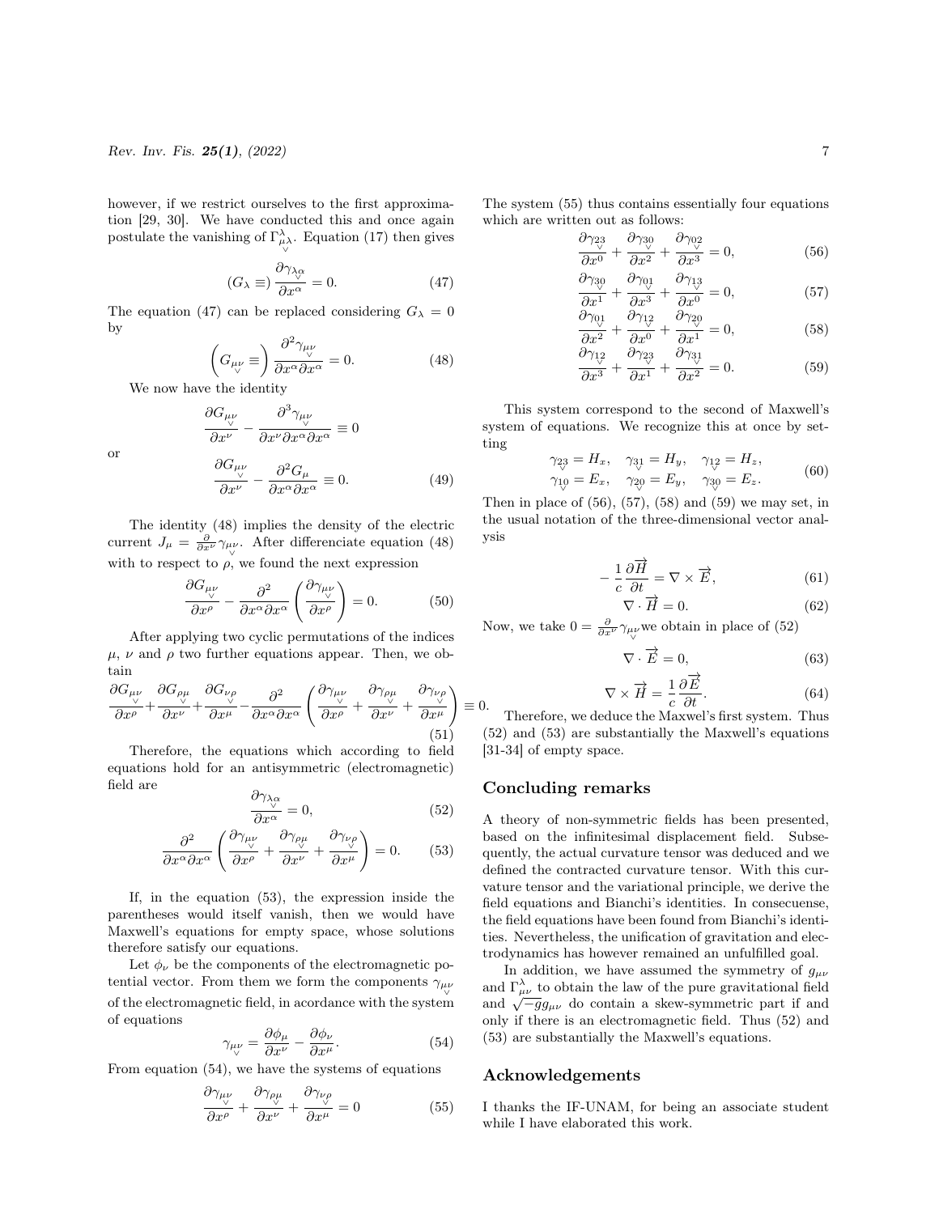however, if we restrict ourselves to the first approximation [29, 30]. We have conducted this and once again postulate the vanishing of $\Gamma^{\lambda}_{\underset{\vee}{\mu\lambda}}$. Equation (17) then gives

$$(G_\lambda \equiv) \frac{\partial \gamma_{\underset{\vee}{\lambda\alpha}}}{\partial x^\alpha} = 0. \tag{47}$$

The equation (47) can be replaced considering $G_\lambda = 0$ by

$$\left(G_{\underset{\vee}{\mu\nu}} \equiv\right) \frac{\partial^2 \gamma_{\underset{\vee}{\mu\nu}}}{\partial x^\alpha \partial x^\alpha} = 0. \tag{48}$$

We now have the identity

$$\frac{\partial G_{\underset{\vee}{\mu\nu}}}{\partial x^\nu} - \frac{\partial^3 \gamma_{\underset{\vee}{\mu\nu}}}{\partial x^\nu \partial x^\alpha \partial x^\alpha} \equiv 0$$

or

$$\frac{\partial G_{\underset{\vee}{\mu\nu}}}{\partial x^\nu} - \frac{\partial^2 G_\mu}{\partial x^\alpha \partial x^\alpha} \equiv 0. \tag{49}$$

The identity (48) implies the density of the electric current $J_\mu = \frac{\partial}{\partial x^\nu}\gamma_{\underset{\vee}{\mu\nu}}$. After differenciate equation (48) with to respect to $\rho$, we found the next expression

$$\frac{\partial G_{\underset{\vee}{\mu\nu}}}{\partial x^\rho} - \frac{\partial^2}{\partial x^\alpha \partial x^\alpha}\left(\frac{\partial \gamma_{\underset{\vee}{\mu\nu}}}{\partial x^\rho}\right) = 0. \tag{50}$$

After applying two cyclic permutations of the indices $\mu$, $\nu$ and $\rho$ two further equations appear. Then, we obtain

$$\frac{\partial G_{\underset{\vee}{\mu\nu}}}{\partial x^\rho} + \frac{\partial G_{\underset{\vee}{\rho\mu}}}{\partial x^\nu} + \frac{\partial G_{\underset{\vee}{\nu\rho}}}{\partial x^\mu} - \frac{\partial^2}{\partial x^\alpha \partial x^\alpha}\left(\frac{\partial \gamma_{\underset{\vee}{\mu\nu}}}{\partial x^\rho} + \frac{\partial \gamma_{\underset{\vee}{\rho\mu}}}{\partial x^\nu} + \frac{\partial \gamma_{\underset{\vee}{\nu\rho}}}{\partial x^\mu}\right) \equiv 0. \tag{51}$$

Therefore, the equations which according to field equations hold for an antisymmetric (electromagnetic) field are

$$\frac{\partial \gamma_{\underset{\vee}{\lambda\alpha}}}{\partial x^\alpha} = 0, \tag{52}$$

$$\frac{\partial^2}{\partial x^\alpha \partial x^\alpha}\left(\frac{\partial \gamma_{\underset{\vee}{\mu\nu}}}{\partial x^\rho} + \frac{\partial \gamma_{\underset{\vee}{\rho\mu}}}{\partial x^\nu} + \frac{\partial \gamma_{\underset{\vee}{\nu\rho}}}{\partial x^\mu}\right) = 0. \tag{53}$$

If, in the equation (53), the expression inside the parentheses would itself vanish, then we would have Maxwell's equations for empty space, whose solutions therefore satisfy our equations.

Let $\phi_\nu$ be the components of the electromagnetic potential vector. From them we form the components $\gamma_{\underset{\vee}{\mu\nu}}$ of the electromagnetic field, in acordance with the system of equations

$$\gamma_{\underset{\vee}{\mu\nu}} = \frac{\partial \phi_\mu}{\partial x^\nu} - \frac{\partial \phi_\nu}{\partial x^\mu}. \tag{54}$$

From equation (54), we have the systems of equations

$$\frac{\partial \gamma_{\underset{\vee}{\mu\nu}}}{\partial x^\rho} + \frac{\partial \gamma_{\underset{\vee}{\rho\mu}}}{\partial x^\nu} + \frac{\partial \gamma_{\underset{\vee}{\nu\rho}}}{\partial x^\mu} = 0 \tag{55}$$

The system (55) thus contains essentially four equations which are written out as follows:

$$\frac{\partial \gamma_{\underset{\vee}{23}}}{\partial x^0} + \frac{\partial \gamma_{\underset{\vee}{30}}}{\partial x^2} + \frac{\partial \gamma_{\underset{\vee}{02}}}{\partial x^3} = 0, \tag{56}$$

$$\frac{\partial \gamma_{\underset{\vee}{30}}}{\partial x^1} + \frac{\partial \gamma_{\underset{\vee}{01}}}{\partial x^3} + \frac{\partial \gamma_{\underset{\vee}{13}}}{\partial x^0} = 0, \tag{57}$$

$$\frac{\partial \gamma_{\underset{\vee}{01}}}{\partial x^2} + \frac{\partial \gamma_{\underset{\vee}{12}}}{\partial x^0} + \frac{\partial \gamma_{\underset{\vee}{20}}}{\partial x^1} = 0, \tag{58}$$

$$\frac{\partial \gamma_{\underset{\vee}{12}}}{\partial x^3} + \frac{\partial \gamma_{\underset{\vee}{23}}}{\partial x^1} + \frac{\partial \gamma_{\underset{\vee}{31}}}{\partial x^2} = 0. \tag{59}$$

This system correspond to the second of Maxwell's system of equations. We recognize this at once by setting

$$\begin{aligned} \gamma_{\underset{\vee}{23}} = H_x, \quad \gamma_{\underset{\vee}{31}} = H_y, \quad \gamma_{\underset{\vee}{12}} = H_z, \\ \gamma_{\underset{\vee}{10}} = E_x, \quad \gamma_{\underset{\vee}{20}} = E_y, \quad \gamma_{\underset{\vee}{30}} = E_z. \end{aligned} \tag{60}$$

Then in place of (56), (57), (58) and (59) we may set, in the usual notation of the three-dimensional vector analysis

$$-\frac{1}{c}\frac{\partial \overrightarrow{H}}{\partial t} = \nabla \times \overrightarrow{E}, \tag{61}$$

$$\nabla \cdot \overrightarrow{H} = 0. \tag{62}$$

Now, we take $0 = \frac{\partial}{\partial x^\nu}\gamma_{\underset{\vee}{\mu\nu}}$ we obtain in place of (52)

$$\nabla \cdot \overrightarrow{E} = 0, \tag{63}$$

$$\nabla \times \overrightarrow{H} = \frac{1}{c}\frac{\partial \overrightarrow{E}}{\partial t}. \tag{64}$$

Therefore, we deduce the Maxwel's first system. Thus (52) and (53) are substantially the Maxwell's equations [31-34] of empty space.

## Concluding remarks

A theory of non-symmetric fields has been presented, based on the infinitesimal displacement field. Subsequently, the actual curvature tensor was deduced and we defined the contracted curvature tensor. With this curvature tensor and the variational principle, we derive the field equations and Bianchi's identities. In consecuense, the field equations have been found from Bianchi's identities. Nevertheless, the unification of gravitation and electrodynamics has however remained an unfulfilled goal.

In addition, we have assumed the symmetry of $g_{\mu\nu}$ and $\Gamma^{\lambda}_{\mu\nu}$ to obtain the law of the pure gravitational field and $\sqrt{-g}g_{\mu\nu}$ do contain a skew-symmetric part if and only if there is an electromagnetic field. Thus (52) and (53) are substantially the Maxwell's equations.

## Acknowledgements

I thanks the IF-UNAM, for being an associate student while I have elaborated this work.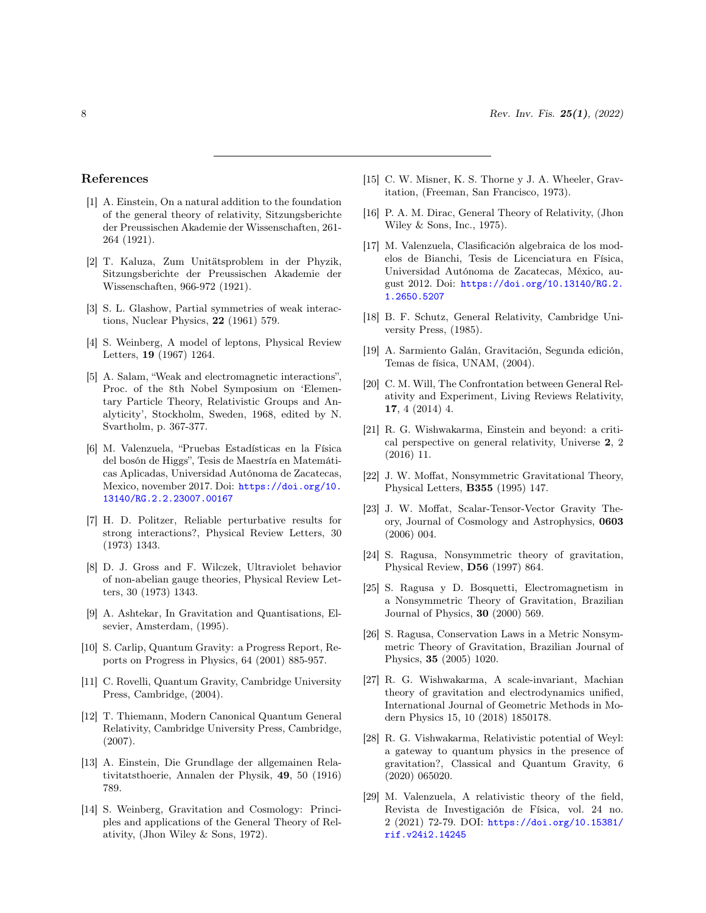## References

[1] A. Einstein, On a natural addition to the foundation of the general theory of relativity, Sitzungsberichte der Preussischen Akademie der Wissenschaften, 261-264 (1921).

[2] T. Kaluza, Zum Unitätsproblem in der Phyzik, Sitzungsberichte der Preussischen Akademie der Wissenschaften, 966-972 (1921).

[3] S. L. Glashow, Partial symmetries of weak interactions, Nuclear Physics, **22** (1961) 579.

[4] S. Weinberg, A model of leptons, Physical Review Letters, **19** (1967) 1264.

[5] A. Salam, "Weak and electromagnetic interactions", Proc. of the 8th Nobel Symposium on 'Elementary Particle Theory, Relativistic Groups and Analyticity', Stockholm, Sweden, 1968, edited by N. Svartholm, p. 367-377.

[6] M. Valenzuela, "Pruebas Estadísticas en la Física del bosón de Higgs", Tesis de Maestría en Matemáticas Aplicadas, Universidad Autónoma de Zacatecas, Mexico, november 2017. Doi: https://doi.org/10.13140/RG.2.2.23007.00167

[7] H. D. Politzer, Reliable perturbative results for strong interactions?, Physical Review Letters, 30 (1973) 1343.

[8] D. J. Gross and F. Wilczek, Ultraviolet behavior of non-abelian gauge theories, Physical Review Letters, 30 (1973) 1343.

[9] A. Ashtekar, In Gravitation and Quantisations, Elsevier, Amsterdam, (1995).

[10] S. Carlip, Quantum Gravity: a Progress Report, Reports on Progress in Physics, 64 (2001) 885-957.

[11] C. Rovelli, Quantum Gravity, Cambridge University Press, Cambridge, (2004).

[12] T. Thiemann, Modern Canonical Quantum General Relativity, Cambridge University Press, Cambridge, (2007).

[13] A. Einstein, Die Grundlage der allgemainen Relativitatsthoerie, Annalen der Physik, **49**, 50 (1916) 789.

[14] S. Weinberg, Gravitation and Cosmology: Principles and applications of the General Theory of Relativity, (Jhon Wiley & Sons, 1972).

[15] C. W. Misner, K. S. Thorne y J. A. Wheeler, Gravitation, (Freeman, San Francisco, 1973).

[16] P. A. M. Dirac, General Theory of Relativity, (Jhon Wiley & Sons, Inc., 1975).

[17] M. Valenzuela, Clasificación algebraica de los modelos de Bianchi, Tesis de Licenciatura en Física, Universidad Autónoma de Zacatecas, México, august 2012. Doi: https://doi.org/10.13140/RG.2.1.2650.5207

[18] B. F. Schutz, General Relativity, Cambridge University Press, (1985).

[19] A. Sarmiento Galán, Gravitación, Segunda edición, Temas de física, UNAM, (2004).

[20] C. M. Will, The Confrontation between General Relativity and Experiment, Living Reviews Relativity, **17**, 4 (2014) 4.

[21] R. G. Wishwakarma, Einstein and beyond: a critical perspective on general relativity, Universe **2**, 2 (2016) 11.

[22] J. W. Moffat, Nonsymmetric Gravitational Theory, Physical Letters, **B355** (1995) 147.

[23] J. W. Moffat, Scalar-Tensor-Vector Gravity Theory, Journal of Cosmology and Astrophysics, **0603** (2006) 004.

[24] S. Ragusa, Nonsymmetric theory of gravitation, Physical Review, **D56** (1997) 864.

[25] S. Ragusa y D. Bosquetti, Electromagnetism in a Nonsymmetric Theory of Gravitation, Brazilian Journal of Physics, **30** (2000) 569.

[26] S. Ragusa, Conservation Laws in a Metric Nonsymmetric Theory of Gravitation, Brazilian Journal of Physics, **35** (2005) 1020.

[27] R. G. Wishwakarma, A scale-invariant, Machian theory of gravitation and electrodynamics unified, International Journal of Geometric Methods in Modern Physics 15, 10 (2018) 1850178.

[28] R. G. Vishwakarma, Relativistic potential of Weyl: a gateway to quantum physics in the presence of gravitation?, Classical and Quantum Gravity, 6 (2020) 065020.

[29] M. Valenzuela, A relativistic theory of the field, Revista de Investigación de Física, vol. 24 no. 2 (2021) 72-79. DOI: https://doi.org/10.15381/rif.v24i2.14245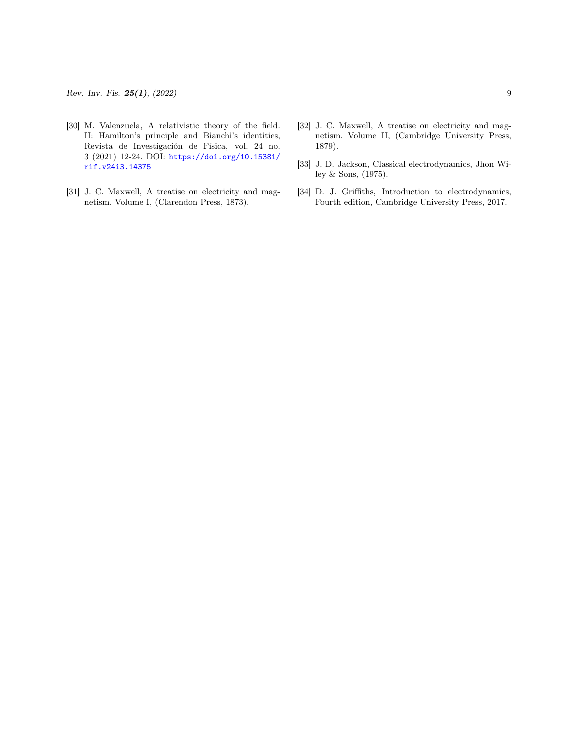[30] M. Valenzuela, A relativistic theory of the field. II: Hamilton's principle and Bianchi's identities, Revista de Investigación de Física, vol. 24 no. 3 (2021) 12-24. DOI: https://doi.org/10.15381/rif.v24i3.14375

[31] J. C. Maxwell, A treatise on electricity and magnetism. Volume I, (Clarendon Press, 1873).

[32] J. C. Maxwell, A treatise on electricity and magnetism. Volume II, (Cambridge University Press, 1879).

[33] J. D. Jackson, Classical electrodynamics, Jhon Wiley & Sons, (1975).

[34] D. J. Griffiths, Introduction to electrodynamics, Fourth edition, Cambridge University Press, 2017.